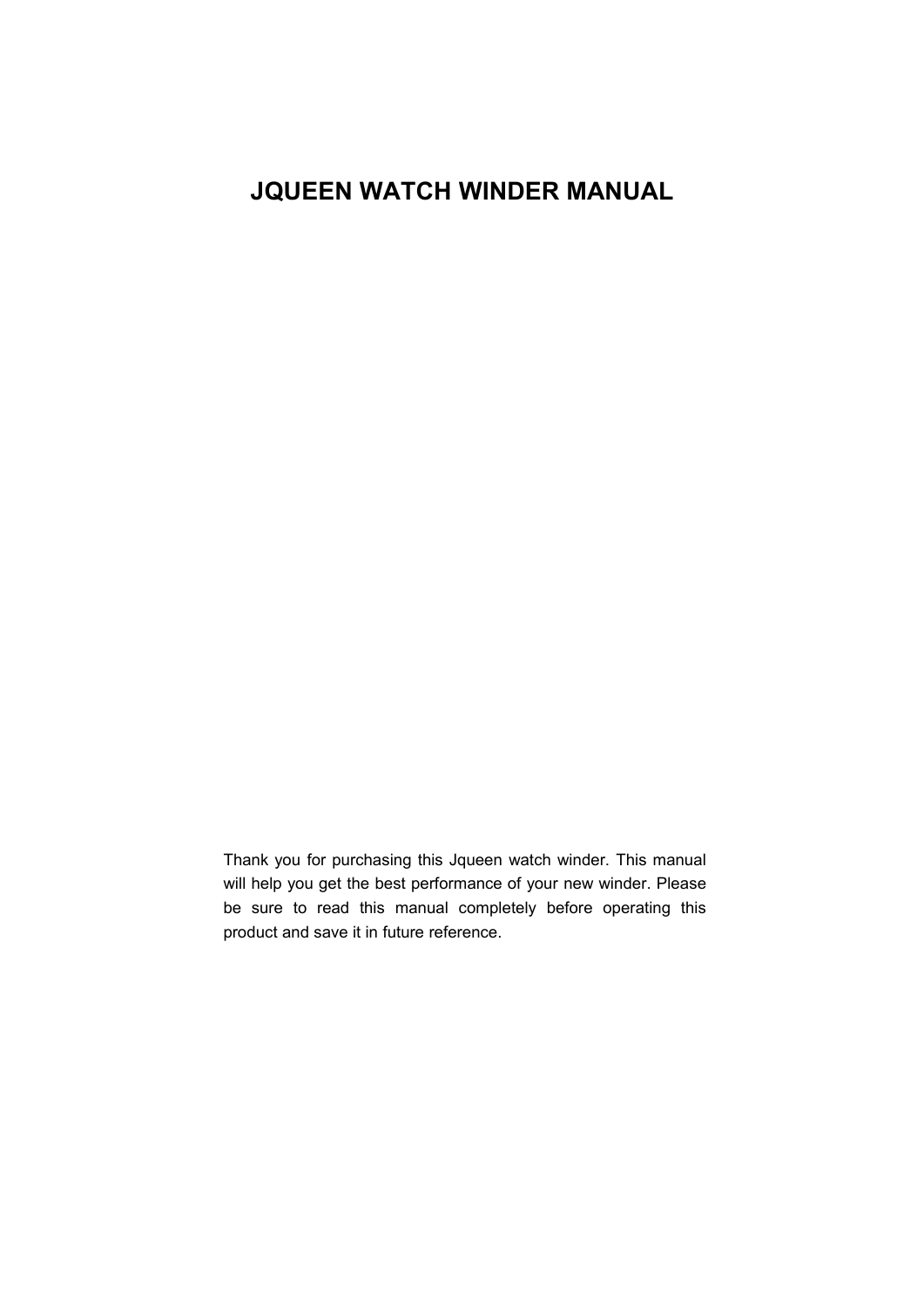# JQUEEN WATCH WINDER MANUAL

Thank you for purchasing this Jqueen watch winder. This manual will help you get the best performance of your new winder. Please be sure to read this manual completely before operating this product and save it in future reference.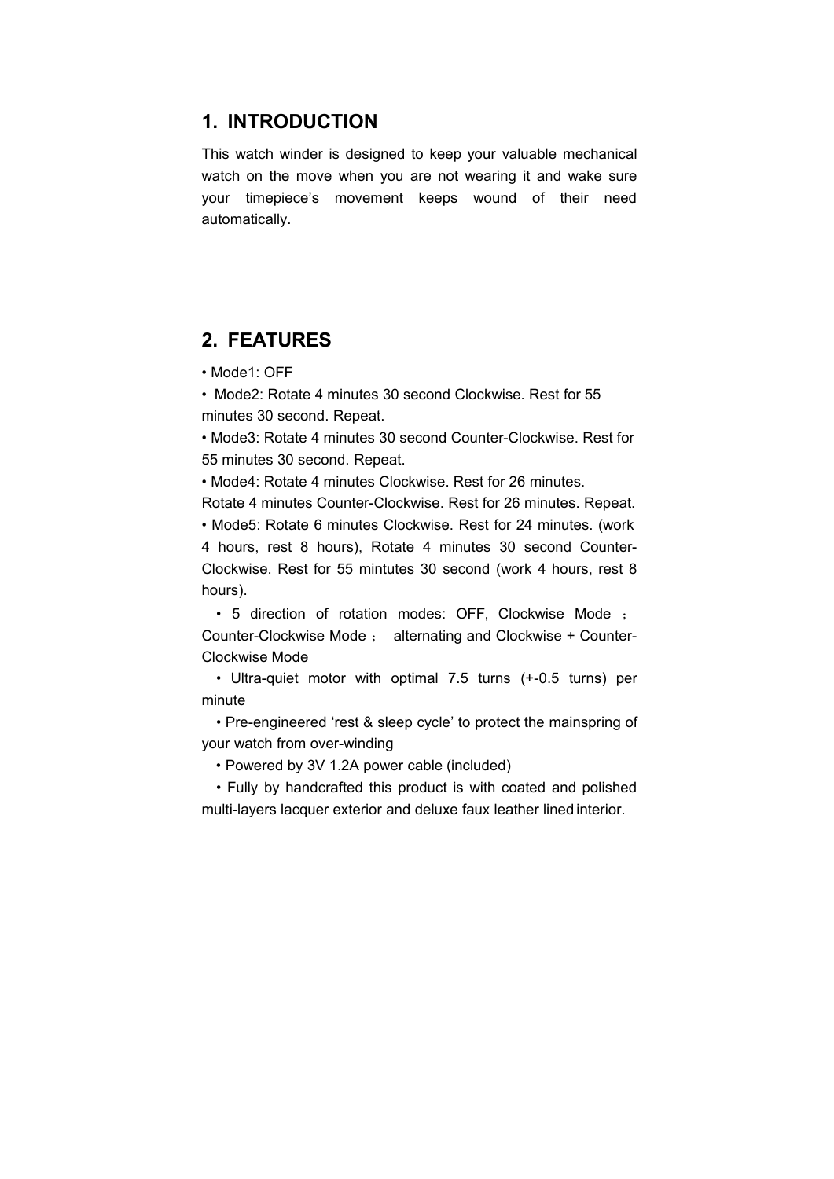## 1. INTRODUCTION

This watch winder is designed to keep your valuable mechanical watch on the move when you are not wearing it and wake sure your timepiece's movement keeps wound of their need automatically.

## 2. FEATURES

- Mode1: OFF
- Mode2: Rotate 4 minutes 30 second Clockwise. Rest for 55 minutes 30 second. Repeat.
- Mode3: Rotate 4 minutes 30 second Counter-Clockwise. Rest for 55 minutes 30 second. Repeat.
- Mode4: Rotate 4 minutes Clockwise. Rest for 26 minutes. Rotate 4 minutes Counter-Clockwise. Rest for 26 minutes. Repeat.
- Mode5: Rotate 6 minutes Clockwise. Rest for 24 minutes. (work 4 hours, rest 8 hours), Rotate 4 minutes 30 second Counter-Clockwise. Rest for 55 mintutes 30 second (work 4 hours, rest 8 hours).
- 5 direction of rotation modes: OFF, Clockwise Mode ； Counter-Clockwise Mode ； alternating and Clockwise + Counter-Clockwise Mode
- Ultra-quiet motor with optimal 7.5 turns (+-0.5 turns) per minute
- Pre-engineered 'rest & sleep cycle' to protect the mainspring of your watch from over-winding
- Powered by 3V 1.2A power cable (included)
- Fully by handcrafted this product is with coated and polished multi-layers lacquer exterior and deluxe faux leather lined interior.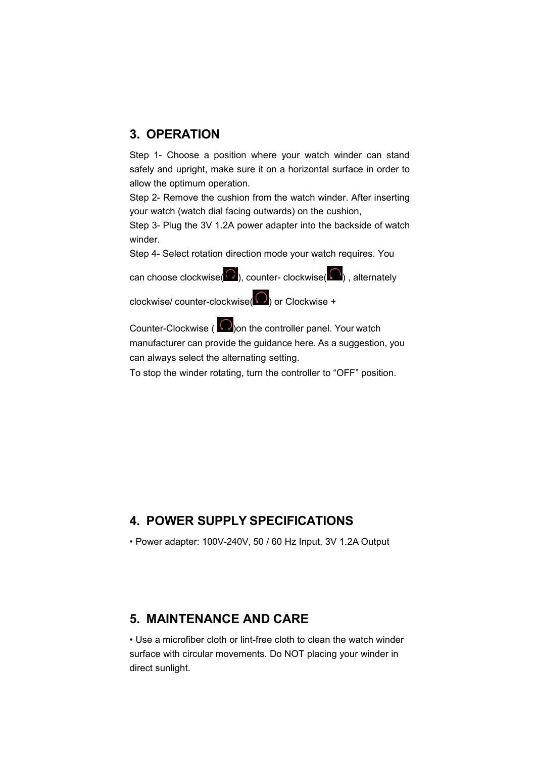## 3. OPERATION

Step 1- Choose a position where your watch winder can stand safely and upright, make sure it on a horizontal surface in order to allow the optimum operation.
Step 2- Remove the cushion from the watch winder. After inserting your watch (watch dial facing outwards) on the cushion,
Step 3- Plug the 3V 1.2A power adapter into the backside of watch winder.
Step 4- Select rotation direction mode your watch requires. You can choose clockwise( ), counter- clockwise( ) , alternately clockwise/ counter-clockwise( ) or Clockwise + Counter-Clockwise ( )on the controller panel. Your watch manufacturer can provide the guidance here. As a suggestion, you can always select the alternating setting.
To stop the winder rotating, turn the controller to “OFF” position.

## 4. POWER SUPPLY SPECIFICATIONS

• Power adapter: 100V-240V, 50 / 60 Hz Input, 3V 1.2A Output

## 5. MAINTENANCE AND CARE

• Use a microfiber cloth or lint-free cloth to clean the watch winder surface with circular movements. Do NOT placing your winder in direct sunlight.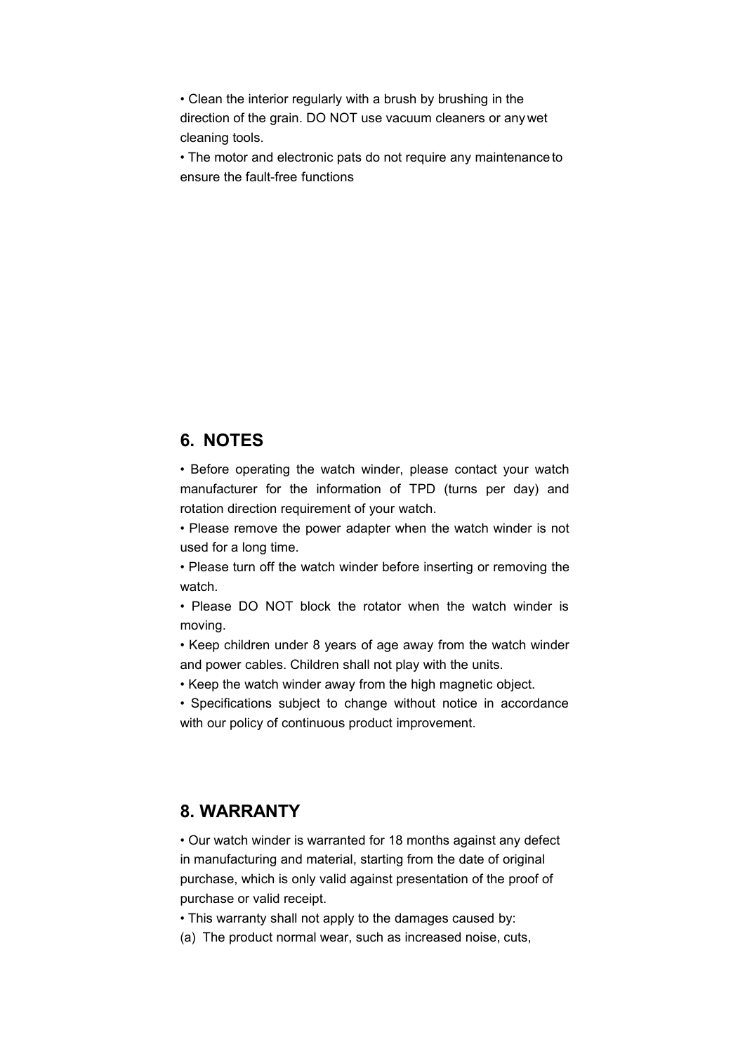• Clean the interior regularly with a brush by brushing in the direction of the grain. DO NOT use vacuum cleaners or any wet cleaning tools.

• The motor and electronic pats do not require any maintenance to ensure the fault-free functions

## 6. NOTES

• Before operating the watch winder, please contact your watch manufacturer for the information of TPD (turns per day) and rotation direction requirement of your watch.

• Please remove the power adapter when the watch winder is not used for a long time.

• Please turn off the watch winder before inserting or removing the watch.

• Please DO NOT block the rotator when the watch winder is moving.

• Keep children under 8 years of age away from the watch winder and power cables. Children shall not play with the units.

• Keep the watch winder away from the high magnetic object.

• Specifications subject to change without notice in accordance with our policy of continuous product improvement.

## 8. WARRANTY

• Our watch winder is warranted for 18 months against any defect in manufacturing and material, starting from the date of original purchase, which is only valid against presentation of the proof of purchase or valid receipt.

• This warranty shall not apply to the damages caused by:

(a) The product normal wear, such as increased noise, cuts,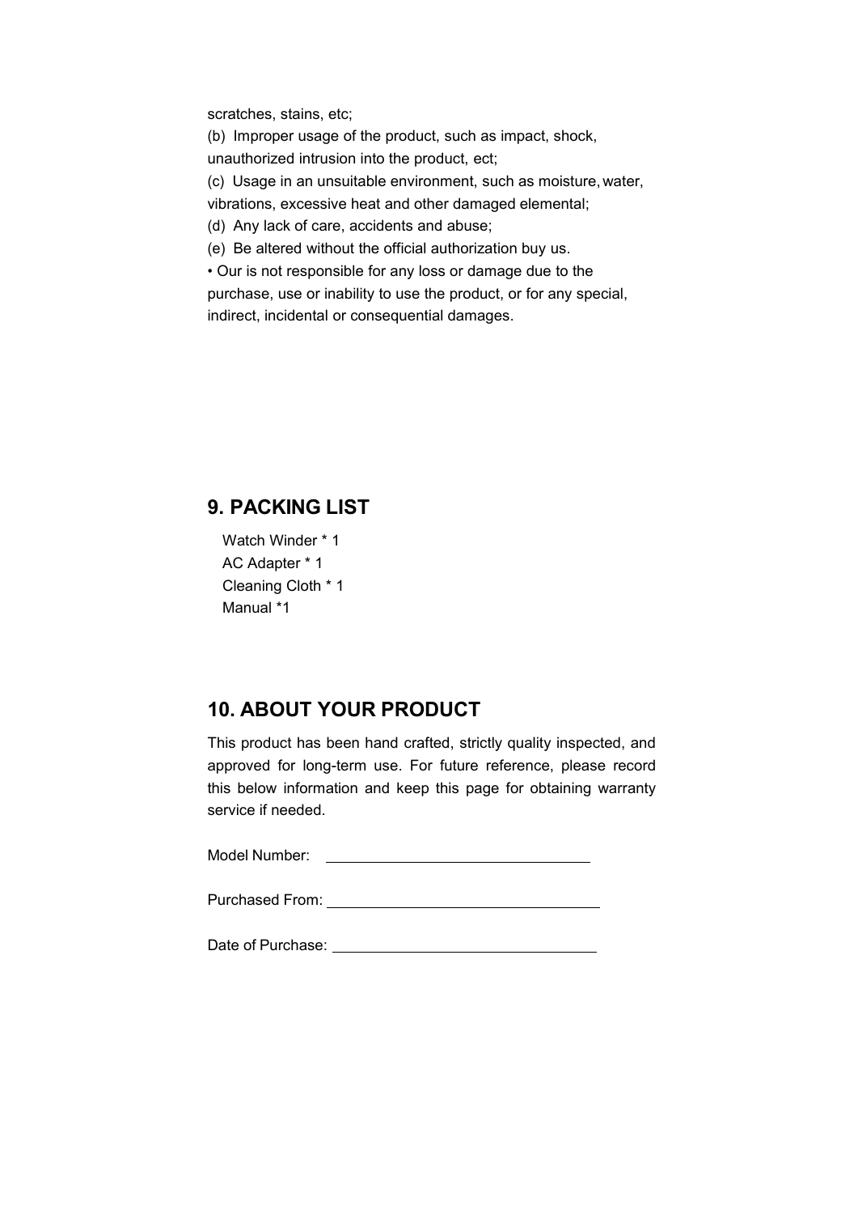scratches, stains, etc;

(b) Improper usage of the product, such as impact, shock, unauthorized intrusion into the product, ect;

(c) Usage in an unsuitable environment, such as moisture, water, vibrations, excessive heat and other damaged elemental;

(d) Any lack of care, accidents and abuse;

(e) Be altered without the official authorization buy us.

• Our is not responsible for any loss or damage due to the purchase, use or inability to use the product, or for any special, indirect, incidental or consequential damages.

## 9. PACKING LIST

Watch Winder * 1
AC Adapter * 1
Cleaning Cloth * 1
Manual *1

## 10. ABOUT YOUR PRODUCT

This product has been hand crafted, strictly quality inspected, and approved for long-term use. For future reference, please record this below information and keep this page for obtaining warranty service if needed.

Model Number: ______________________________

Purchased From: ______________________________

Date of Purchase: ______________________________